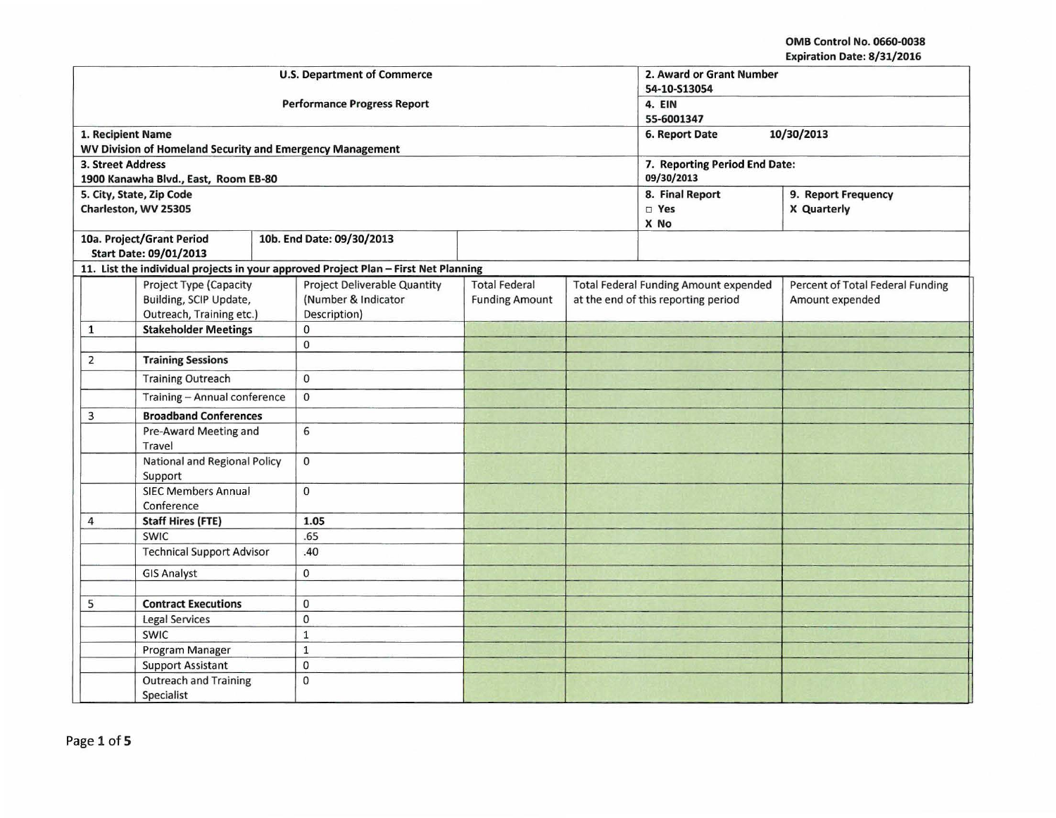OMB Control No. 0660-0038
Expiration Date: 8/31/2016

| U.S. Department of Commerce<br>Performance Progress Report | 2. Award or Grant Number<br>54-10-S13054 | |
|---|---|---|
| | 4. EIN<br>55-6001347 | |
| 1. Recipient Name<br>WV Division of Homeland Security and Emergency Management | 6. Report Date 10/30/2013 | |
| 3. Street Address<br>1900 Kanawha Blvd., East, Room EB-80 | 7. Reporting Period End Date:<br>09/30/2013 | |
| 5. City, State, Zip Code<br>Charleston, WV 25305 | 8. Final Report<br>□ Yes<br>X No | 9. Report Frequency<br>X Quarterly |
| 10a. Project/Grant Period Start Date: 09/01/2013 — 10b. End Date: 09/30/2013 | | |

11. List the individual projects in your approved Project Plan – First Net Planning

| | Project Type (Capacity Building, SCIP Update, Outreach, Training etc.) | Project Deliverable Quantity (Number & Indicator Description) | Total Federal Funding Amount | Total Federal Funding Amount expended at the end of this reporting period | Percent of Total Federal Funding Amount expended |
|---|---|---|---|---|---|
| 1 | **Stakeholder Meetings** | 0 | | | |
| | | 0 | | | |
| 2 | **Training Sessions** | | | | |
| | Training Outreach | 0 | | | |
| | Training – Annual conference | 0 | | | |
| 3 | **Broadband Conferences** | | | | |
| | Pre-Award Meeting and Travel | 6 | | | |
| | National and Regional Policy Support | 0 | | | |
| | SIEC Members Annual Conference | 0 | | | |
| 4 | **Staff Hires (FTE)** | **1.05** | | | |
| | SWIC | .65 | | | |
| | Technical Support Advisor | .40 | | | |
| | GIS Analyst | 0 | | | |
| | | | | | |
| 5 | **Contract Executions** | 0 | | | |
| | Legal Services | 0 | | | |
| | SWIC | 1 | | | |
| | Program Manager | 1 | | | |
| | Support Assistant | 0 | | | |
| | Outreach and Training Specialist | 0 | | | |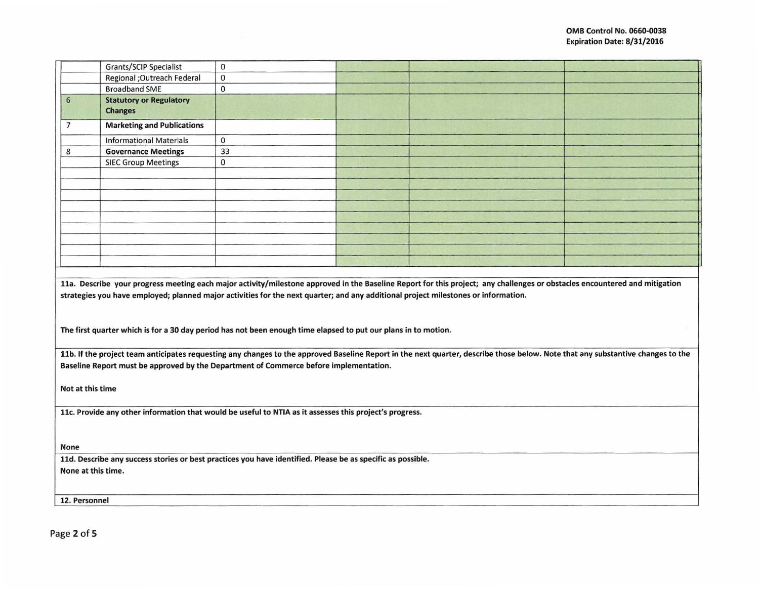| | | | | | |
|---|---|---|---|---|---|
| | Grants/SCIP Specialist | 0 | | | |
| | Regional ;Outreach Federal | 0 | | | |
| | Broadband SME | 0 | | | |
| 6 | **Statutory or Regulatory Changes** | | | | |
| 7 | **Marketing and Publications** | | | | |
| | Informational Materials | 0 | | | |
| 8 | **Governance Meetings** | 33 | | | |
| | SIEC Group Meetings | 0 | | | |
| | | | | | |
| | | | | | |
| | | | | | |
| | | | | | |
| | | | | | |
| | | | | | |
| | | | | | |
| | | | | | |

**11a. Describe your progress meeting each major activity/milestone approved in the Baseline Report for this project; any challenges or obstacles encountered and mitigation strategies you have employed; planned major activities for the next quarter; and any additional project milestones or information.**

**The first quarter which is for a 30 day period has not been enough time elapsed to put our plans in to motion.**

**11b. If the project team anticipates requesting any changes to the approved Baseline Report in the next quarter, describe those below. Note that any substantive changes to the Baseline Report must be approved by the Department of Commerce before implementation.**

**Not at this time**

**11c. Provide any other information that would be useful to NTIA as it assesses this project's progress.**

**None**

**11d. Describe any success stories or best practices you have identified. Please be as specific as possible.**

**None at this time.**

**12. Personnel**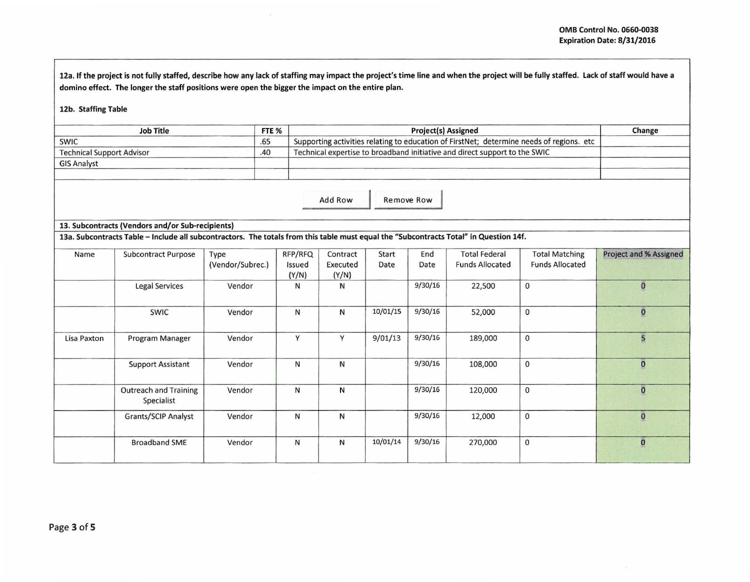**12a. If the project is not fully staffed, describe how any lack of staffing may impact the project's time line and when the project will be fully staffed. Lack of staff would have a domino effect. The longer the staff positions were open the bigger the impact on the entire plan.**

**12b. Staffing Table**

| Job Title | FTE % | Project(s) Assigned | Change |
|---|---|---|---|
| SWIC | .65 | Supporting activities relating to education of FirstNet; determine needs of regions. etc | |
| Technical Support Advisor | .40 | Technical expertise to broadband initiative and direct support to the SWIC | |
| GIS Analyst | | | |
| | | | |

Add Row | Remove Row

**13. Subcontracts (Vendors and/or Sub-recipients)**

**13a. Subcontracts Table – Include all subcontractors. The totals from this table must equal the "Subcontracts Total" in Question 14f.**

| Name | Subcontract Purpose | Type (Vendor/Subrec.) | RFP/RFQ Issued (Y/N) | Contract Executed (Y/N) | Start Date | End Date | Total Federal Funds Allocated | Total Matching Funds Allocated | Project and % Assigned |
|---|---|---|---|---|---|---|---|---|---|
| | Legal Services | Vendor | N | N | | 9/30/16 | 22,500 | 0 | 0 |
| | SWIC | Vendor | N | N | 10/01/15 | 9/30/16 | 52,000 | 0 | 0 |
| Lisa Paxton | Program Manager | Vendor | Y | Y | 9/01/13 | 9/30/16 | 189,000 | 0 | 5 |
| | Support Assistant | Vendor | N | N | | 9/30/16 | 108,000 | 0 | 0 |
| | Outreach and Training Specialist | Vendor | N | N | | 9/30/16 | 120,000 | 0 | 0 |
| | Grants/SCIP Analyst | Vendor | N | N | | 9/30/16 | 12,000 | 0 | 0 |
| | Broadband SME | Vendor | N | N | 10/01/14 | 9/30/16 | 270,000 | 0 | 0 |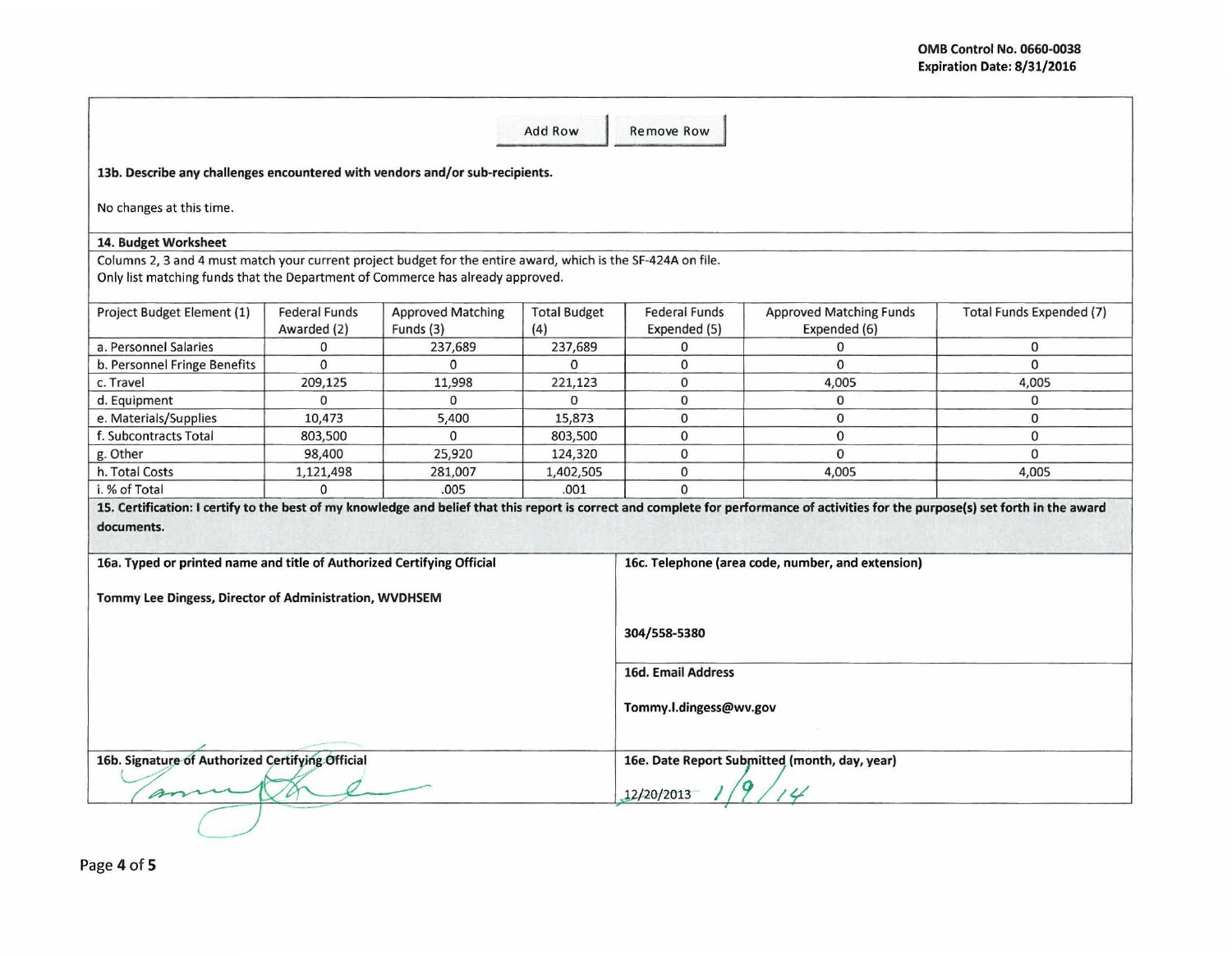OMB Control No. 0660-0038
Expiration Date: 8/31/2016

Add Row | Remove Row

**13b. Describe any challenges encountered with vendors and/or sub-recipients.**

No changes at this time.

**14. Budget Worksheet**

Columns 2, 3 and 4 must match your current project budget for the entire award, which is the SF-424A on file.
Only list matching funds that the Department of Commerce has already approved.

| Project Budget Element (1) | Federal Funds Awarded (2) | Approved Matching Funds (3) | Total Budget (4) | Federal Funds Expended (5) | Approved Matching Funds Expended (6) | Total Funds Expended (7) |
|---|---|---|---|---|---|---|
| a. Personnel Salaries | 0 | 237,689 | 237,689 | 0 | 0 | 0 |
| b. Personnel Fringe Benefits | 0 | 0 | 0 | 0 | 0 | 0 |
| c. Travel | 209,125 | 11,998 | 221,123 | 0 | 4,005 | 4,005 |
| d. Equipment | 0 | 0 | 0 | 0 | 0 | 0 |
| e. Materials/Supplies | 10,473 | 5,400 | 15,873 | 0 | 0 | 0 |
| f. Subcontracts Total | 803,500 | 0 | 803,500 | 0 | 0 | 0 |
| g. Other | 98,400 | 25,920 | 124,320 | 0 | 0 | 0 |
| h. Total Costs | 1,121,498 | 281,007 | 1,402,505 | 0 | 4,005 | 4,005 |
| i. % of Total | 0 | .005 | .001 | 0 | | |

**15. Certification: I certify to the best of my knowledge and belief that this report is correct and complete for performance of activities for the purpose(s) set forth in the award documents.**

**16a. Typed or printed name and title of Authorized Certifying Official**

**Tommy Lee Dingess, Director of Administration, WVDHSEM**

**16b. Signature of Authorized Certifying Official**

**16c. Telephone (area code, number, and extension)**

**304/558-5380**

**16d. Email Address**

**Tommy.l.dingess@wv.gov**

**16e. Date Report Submitted (month, day, year)**

~~12/20/2013~~ 1/9/14